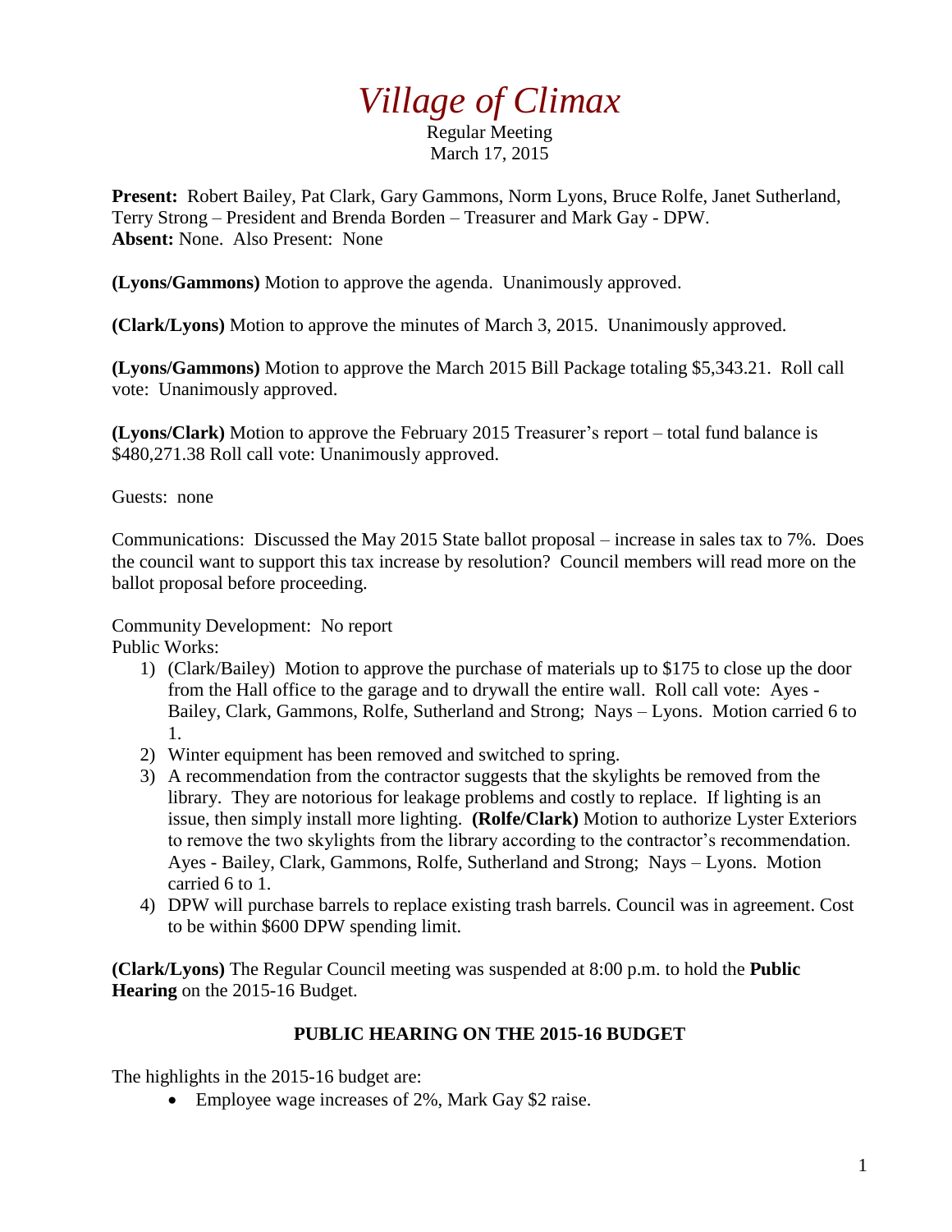# *Village of Climax*

Regular Meeting
March 17, 2015

**Present:** Robert Bailey, Pat Clark, Gary Gammons, Norm Lyons, Bruce Rolfe, Janet Sutherland, Terry Strong – President and Brenda Borden – Treasurer and Mark Gay - DPW.
**Absent:** None. Also Present: None

**(Lyons/Gammons)** Motion to approve the agenda. Unanimously approved.

**(Clark/Lyons)** Motion to approve the minutes of March 3, 2015. Unanimously approved.

**(Lyons/Gammons)** Motion to approve the March 2015 Bill Package totaling $5,343.21. Roll call vote: Unanimously approved.

**(Lyons/Clark)** Motion to approve the February 2015 Treasurer's report – total fund balance is $480,271.38 Roll call vote: Unanimously approved.

Guests: none

Communications: Discussed the May 2015 State ballot proposal – increase in sales tax to 7%. Does the council want to support this tax increase by resolution? Council members will read more on the ballot proposal before proceeding.

Community Development: No report
Public Works:

1) (Clark/Bailey) Motion to approve the purchase of materials up to $175 to close up the door from the Hall office to the garage and to drywall the entire wall. Roll call vote: Ayes - Bailey, Clark, Gammons, Rolfe, Sutherland and Strong; Nays – Lyons. Motion carried 6 to 1.
2) Winter equipment has been removed and switched to spring.
3) A recommendation from the contractor suggests that the skylights be removed from the library. They are notorious for leakage problems and costly to replace. If lighting is an issue, then simply install more lighting. **(Rolfe/Clark)** Motion to authorize Lyster Exteriors to remove the two skylights from the library according to the contractor's recommendation. Ayes - Bailey, Clark, Gammons, Rolfe, Sutherland and Strong; Nays – Lyons. Motion carried 6 to 1.
4) DPW will purchase barrels to replace existing trash barrels. Council was in agreement. Cost to be within $600 DPW spending limit.

**(Clark/Lyons)** The Regular Council meeting was suspended at 8:00 p.m. to hold the **Public Hearing** on the 2015-16 Budget.

## PUBLIC HEARING ON THE 2015-16 BUDGET

The highlights in the 2015-16 budget are:

- Employee wage increases of 2%, Mark Gay $2 raise.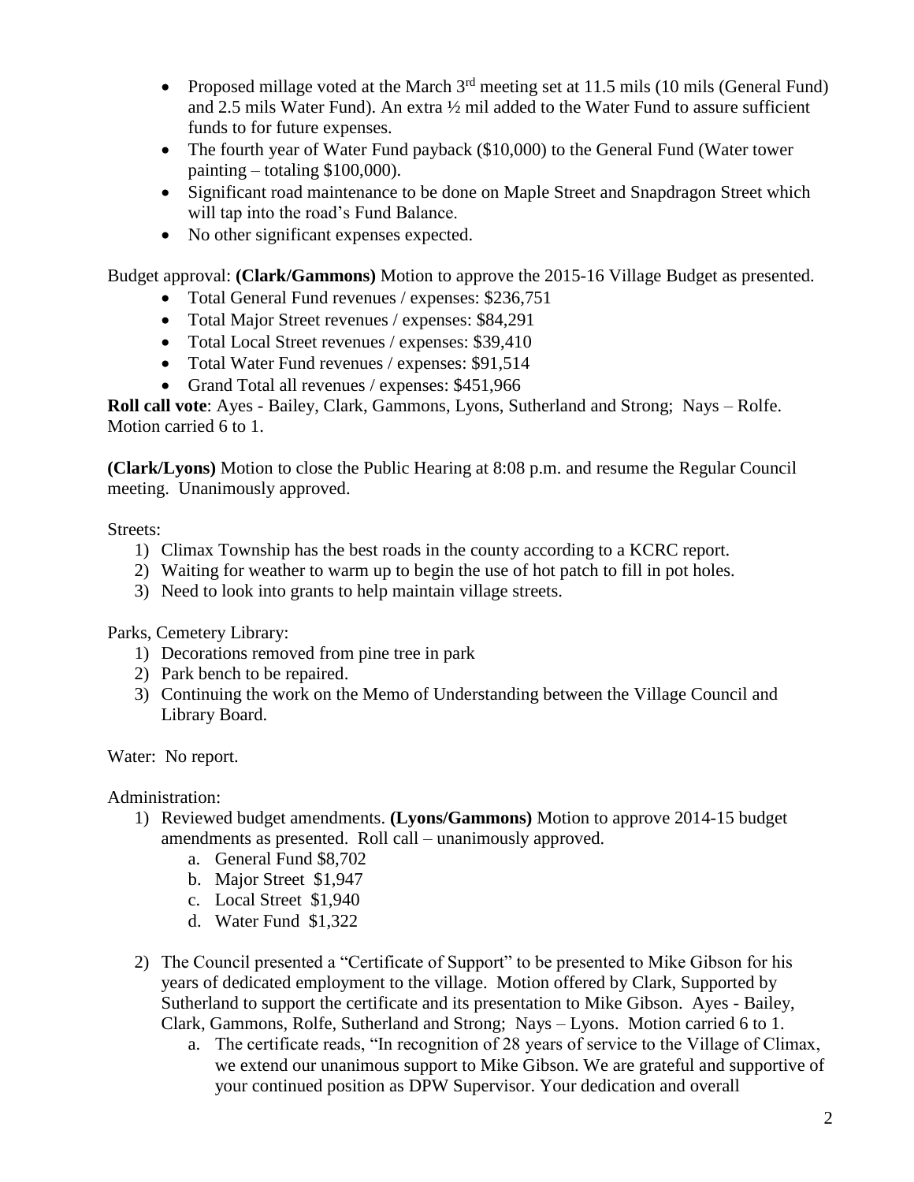- Proposed millage voted at the March 3rd meeting set at 11.5 mils (10 mils (General Fund) and 2.5 mils Water Fund). An extra ½ mil added to the Water Fund to assure sufficient funds to for future expenses.
- The fourth year of Water Fund payback ($10,000) to the General Fund (Water tower painting – totaling $100,000).
- Significant road maintenance to be done on Maple Street and Snapdragon Street which will tap into the road's Fund Balance.
- No other significant expenses expected.

Budget approval: **(Clark/Gammons)** Motion to approve the 2015-16 Village Budget as presented.

- Total General Fund revenues / expenses: $236,751
- Total Major Street revenues / expenses: $84,291
- Total Local Street revenues / expenses: $39,410
- Total Water Fund revenues / expenses: $91,514
- Grand Total all revenues / expenses: $451,966

**Roll call vote**: Ayes - Bailey, Clark, Gammons, Lyons, Sutherland and Strong; Nays – Rolfe. Motion carried 6 to 1.

**(Clark/Lyons)** Motion to close the Public Hearing at 8:08 p.m. and resume the Regular Council meeting. Unanimously approved.

Streets:

1) Climax Township has the best roads in the county according to a KCRC report.
2) Waiting for weather to warm up to begin the use of hot patch to fill in pot holes.
3) Need to look into grants to help maintain village streets.

Parks, Cemetery Library:

1) Decorations removed from pine tree in park
2) Park bench to be repaired.
3) Continuing the work on the Memo of Understanding between the Village Council and Library Board.

Water: No report.

Administration:

1) Reviewed budget amendments. **(Lyons/Gammons)** Motion to approve 2014-15 budget amendments as presented. Roll call – unanimously approved.
   a. General Fund $8,702
   b. Major Street $1,947
   c. Local Street $1,940
   d. Water Fund $1,322

2) The Council presented a "Certificate of Support" to be presented to Mike Gibson for his years of dedicated employment to the village. Motion offered by Clark, Supported by Sutherland to support the certificate and its presentation to Mike Gibson. Ayes - Bailey, Clark, Gammons, Rolfe, Sutherland and Strong; Nays – Lyons. Motion carried 6 to 1.
   a. The certificate reads, "In recognition of 28 years of service to the Village of Climax, we extend our unanimous support to Mike Gibson. We are grateful and supportive of your continued position as DPW Supervisor. Your dedication and overall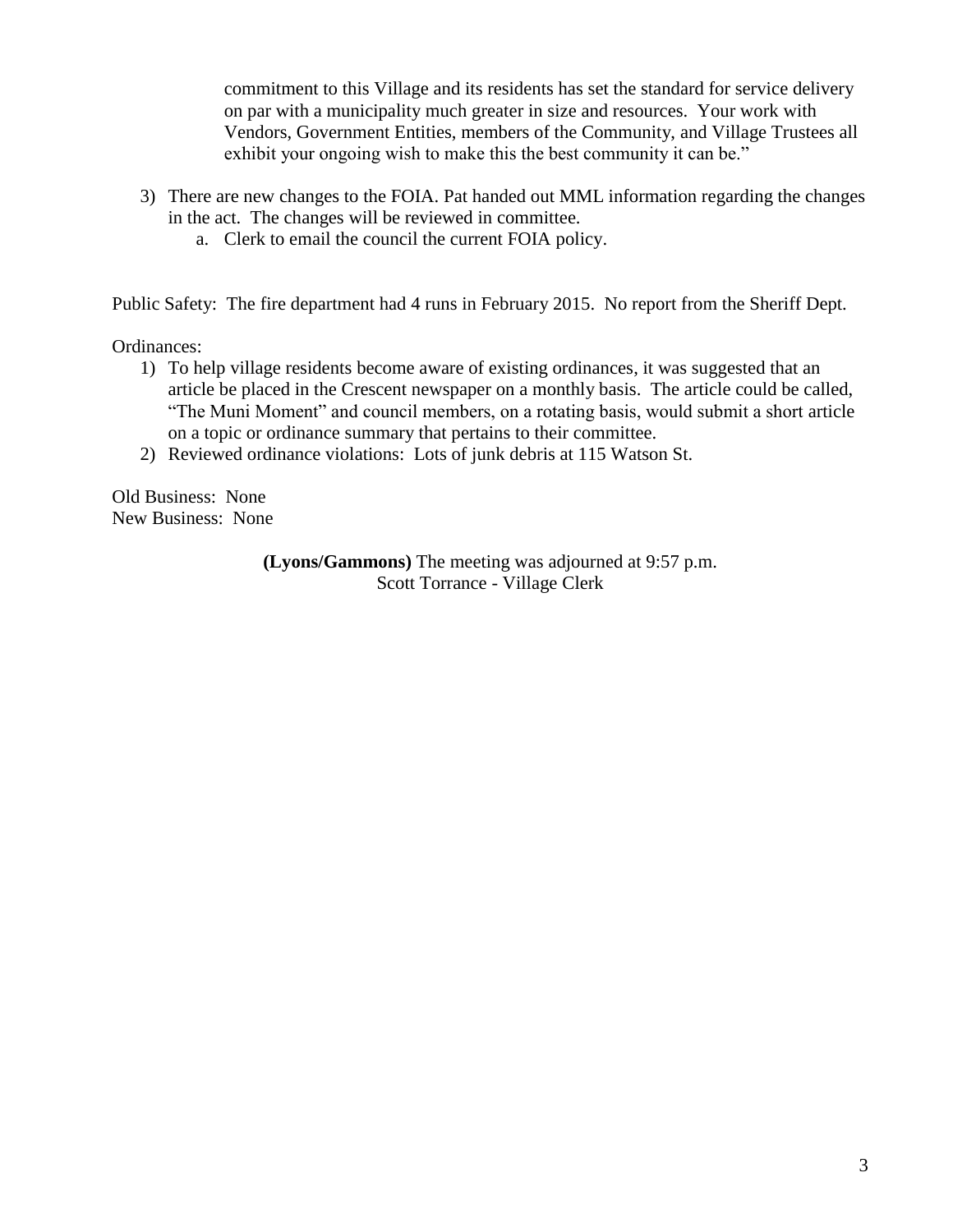commitment to this Village and its residents has set the standard for service delivery on par with a municipality much greater in size and resources. Your work with Vendors, Government Entities, members of the Community, and Village Trustees all exhibit your ongoing wish to make this the best community it can be."

3) There are new changes to the FOIA. Pat handed out MML information regarding the changes in the act. The changes will be reviewed in committee.
   a. Clerk to email the council the current FOIA policy.

Public Safety: The fire department had 4 runs in February 2015. No report from the Sheriff Dept.

Ordinances:

1) To help village residents become aware of existing ordinances, it was suggested that an article be placed in the Crescent newspaper on a monthly basis. The article could be called, "The Muni Moment" and council members, on a rotating basis, would submit a short article on a topic or ordinance summary that pertains to their committee.
2) Reviewed ordinance violations: Lots of junk debris at 115 Watson St.

Old Business: None
New Business: None

**(Lyons/Gammons)** The meeting was adjourned at 9:57 p.m.
Scott Torrance - Village Clerk